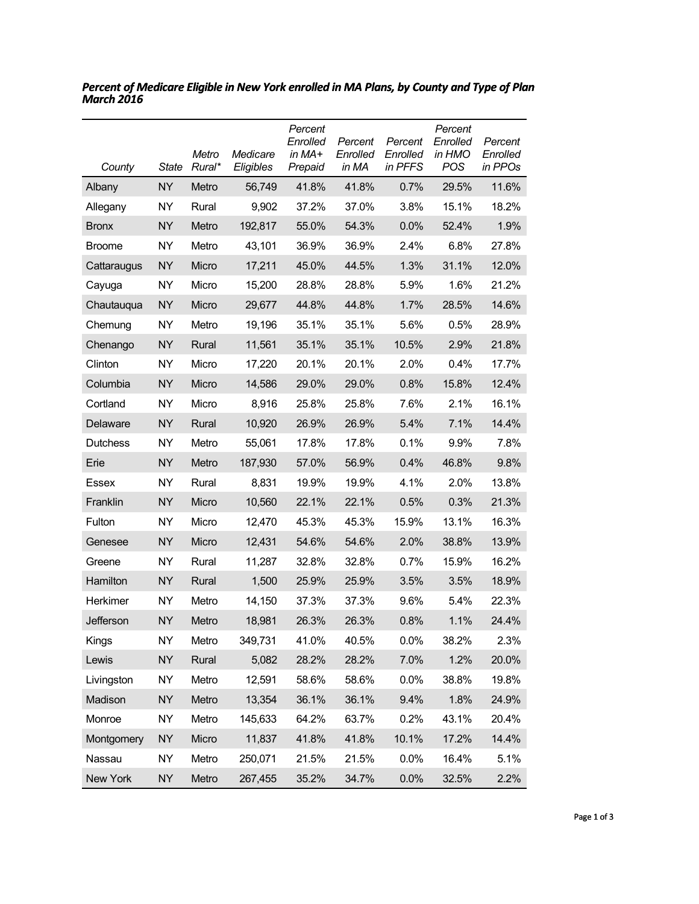***Percent of Medicare Eligible in New York enrolled in MA Plans, by County and Type of Plan March 2016***

| *County* | *State* | *Metro Rural** | *Medicare Eligibles* | *Percent Enrolled in MA+ Prepaid* | *Percent Enrolled in MA* | *Percent Enrolled in PFFS* | *Percent Enrolled in HMO POS* | *Percent Enrolled in PPOs* |
|---|---|---|---|---|---|---|---|---|
| Albany | NY | Metro | 56,749 | 41.8% | 41.8% | 0.7% | 29.5% | 11.6% |
| Allegany | NY | Rural | 9,902 | 37.2% | 37.0% | 3.8% | 15.1% | 18.2% |
| Bronx | NY | Metro | 192,817 | 55.0% | 54.3% | 0.0% | 52.4% | 1.9% |
| Broome | NY | Metro | 43,101 | 36.9% | 36.9% | 2.4% | 6.8% | 27.8% |
| Cattaraugus | NY | Micro | 17,211 | 45.0% | 44.5% | 1.3% | 31.1% | 12.0% |
| Cayuga | NY | Micro | 15,200 | 28.8% | 28.8% | 5.9% | 1.6% | 21.2% |
| Chautauqua | NY | Micro | 29,677 | 44.8% | 44.8% | 1.7% | 28.5% | 14.6% |
| Chemung | NY | Metro | 19,196 | 35.1% | 35.1% | 5.6% | 0.5% | 28.9% |
| Chenango | NY | Rural | 11,561 | 35.1% | 35.1% | 10.5% | 2.9% | 21.8% |
| Clinton | NY | Micro | 17,220 | 20.1% | 20.1% | 2.0% | 0.4% | 17.7% |
| Columbia | NY | Micro | 14,586 | 29.0% | 29.0% | 0.8% | 15.8% | 12.4% |
| Cortland | NY | Micro | 8,916 | 25.8% | 25.8% | 7.6% | 2.1% | 16.1% |
| Delaware | NY | Rural | 10,920 | 26.9% | 26.9% | 5.4% | 7.1% | 14.4% |
| Dutchess | NY | Metro | 55,061 | 17.8% | 17.8% | 0.1% | 9.9% | 7.8% |
| Erie | NY | Metro | 187,930 | 57.0% | 56.9% | 0.4% | 46.8% | 9.8% |
| Essex | NY | Rural | 8,831 | 19.9% | 19.9% | 4.1% | 2.0% | 13.8% |
| Franklin | NY | Micro | 10,560 | 22.1% | 22.1% | 0.5% | 0.3% | 21.3% |
| Fulton | NY | Micro | 12,470 | 45.3% | 45.3% | 15.9% | 13.1% | 16.3% |
| Genesee | NY | Micro | 12,431 | 54.6% | 54.6% | 2.0% | 38.8% | 13.9% |
| Greene | NY | Rural | 11,287 | 32.8% | 32.8% | 0.7% | 15.9% | 16.2% |
| Hamilton | NY | Rural | 1,500 | 25.9% | 25.9% | 3.5% | 3.5% | 18.9% |
| Herkimer | NY | Metro | 14,150 | 37.3% | 37.3% | 9.6% | 5.4% | 22.3% |
| Jefferson | NY | Metro | 18,981 | 26.3% | 26.3% | 0.8% | 1.1% | 24.4% |
| Kings | NY | Metro | 349,731 | 41.0% | 40.5% | 0.0% | 38.2% | 2.3% |
| Lewis | NY | Rural | 5,082 | 28.2% | 28.2% | 7.0% | 1.2% | 20.0% |
| Livingston | NY | Metro | 12,591 | 58.6% | 58.6% | 0.0% | 38.8% | 19.8% |
| Madison | NY | Metro | 13,354 | 36.1% | 36.1% | 9.4% | 1.8% | 24.9% |
| Monroe | NY | Metro | 145,633 | 64.2% | 63.7% | 0.2% | 43.1% | 20.4% |
| Montgomery | NY | Micro | 11,837 | 41.8% | 41.8% | 10.1% | 17.2% | 14.4% |
| Nassau | NY | Metro | 250,071 | 21.5% | 21.5% | 0.0% | 16.4% | 5.1% |
| New York | NY | Metro | 267,455 | 35.2% | 34.7% | 0.0% | 32.5% | 2.2% |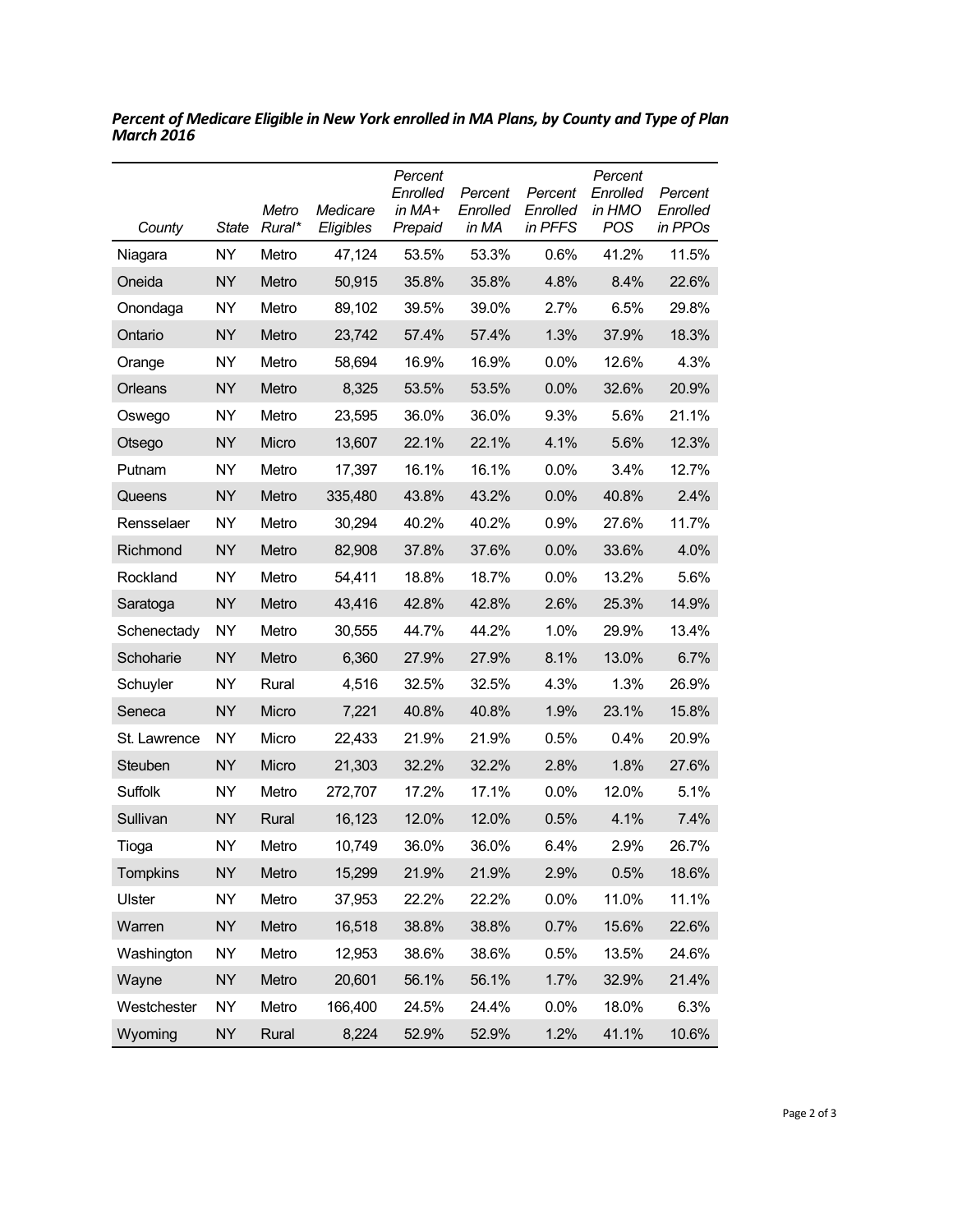***Percent of Medicare Eligible in New York enrolled in MA Plans, by County and Type of Plan March 2016***

| *County* | *State* | *Metro Rural\** | *Medicare Eligibles* | *Percent Enrolled in MA+ Prepaid* | *Percent Enrolled in MA* | *Percent Enrolled in PFFS* | *Percent Enrolled in HMO POS* | *Percent Enrolled in PPOs* |
|---|---|---|---|---|---|---|---|---|
| Niagara | NY | Metro | 47,124 | 53.5% | 53.3% | 0.6% | 41.2% | 11.5% |
| Oneida | NY | Metro | 50,915 | 35.8% | 35.8% | 4.8% | 8.4% | 22.6% |
| Onondaga | NY | Metro | 89,102 | 39.5% | 39.0% | 2.7% | 6.5% | 29.8% |
| Ontario | NY | Metro | 23,742 | 57.4% | 57.4% | 1.3% | 37.9% | 18.3% |
| Orange | NY | Metro | 58,694 | 16.9% | 16.9% | 0.0% | 12.6% | 4.3% |
| Orleans | NY | Metro | 8,325 | 53.5% | 53.5% | 0.0% | 32.6% | 20.9% |
| Oswego | NY | Metro | 23,595 | 36.0% | 36.0% | 9.3% | 5.6% | 21.1% |
| Otsego | NY | Micro | 13,607 | 22.1% | 22.1% | 4.1% | 5.6% | 12.3% |
| Putnam | NY | Metro | 17,397 | 16.1% | 16.1% | 0.0% | 3.4% | 12.7% |
| Queens | NY | Metro | 335,480 | 43.8% | 43.2% | 0.0% | 40.8% | 2.4% |
| Rensselaer | NY | Metro | 30,294 | 40.2% | 40.2% | 0.9% | 27.6% | 11.7% |
| Richmond | NY | Metro | 82,908 | 37.8% | 37.6% | 0.0% | 33.6% | 4.0% |
| Rockland | NY | Metro | 54,411 | 18.8% | 18.7% | 0.0% | 13.2% | 5.6% |
| Saratoga | NY | Metro | 43,416 | 42.8% | 42.8% | 2.6% | 25.3% | 14.9% |
| Schenectady | NY | Metro | 30,555 | 44.7% | 44.2% | 1.0% | 29.9% | 13.4% |
| Schoharie | NY | Metro | 6,360 | 27.9% | 27.9% | 8.1% | 13.0% | 6.7% |
| Schuyler | NY | Rural | 4,516 | 32.5% | 32.5% | 4.3% | 1.3% | 26.9% |
| Seneca | NY | Micro | 7,221 | 40.8% | 40.8% | 1.9% | 23.1% | 15.8% |
| St. Lawrence | NY | Micro | 22,433 | 21.9% | 21.9% | 0.5% | 0.4% | 20.9% |
| Steuben | NY | Micro | 21,303 | 32.2% | 32.2% | 2.8% | 1.8% | 27.6% |
| Suffolk | NY | Metro | 272,707 | 17.2% | 17.1% | 0.0% | 12.0% | 5.1% |
| Sullivan | NY | Rural | 16,123 | 12.0% | 12.0% | 0.5% | 4.1% | 7.4% |
| Tioga | NY | Metro | 10,749 | 36.0% | 36.0% | 6.4% | 2.9% | 26.7% |
| Tompkins | NY | Metro | 15,299 | 21.9% | 21.9% | 2.9% | 0.5% | 18.6% |
| Ulster | NY | Metro | 37,953 | 22.2% | 22.2% | 0.0% | 11.0% | 11.1% |
| Warren | NY | Metro | 16,518 | 38.8% | 38.8% | 0.7% | 15.6% | 22.6% |
| Washington | NY | Metro | 12,953 | 38.6% | 38.6% | 0.5% | 13.5% | 24.6% |
| Wayne | NY | Metro | 20,601 | 56.1% | 56.1% | 1.7% | 32.9% | 21.4% |
| Westchester | NY | Metro | 166,400 | 24.5% | 24.4% | 0.0% | 18.0% | 6.3% |
| Wyoming | NY | Rural | 8,224 | 52.9% | 52.9% | 1.2% | 41.1% | 10.6% |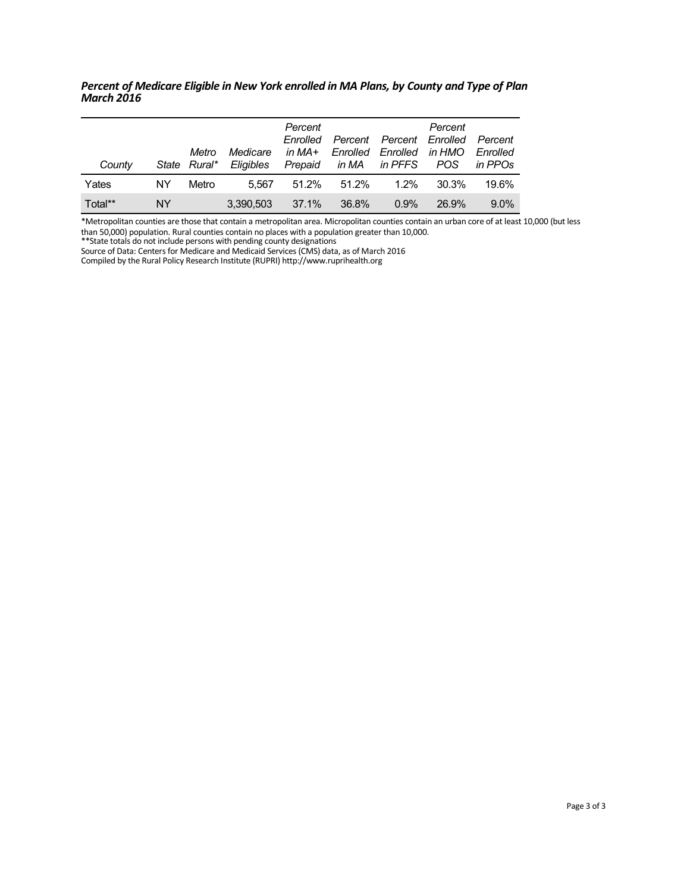***Percent of Medicare Eligible in New York enrolled in MA Plans, by County and Type of Plan***
***March 2016***

| *County* | *State* | *Metro Rural** | *Medicare Eligibles* | *Percent Enrolled in MA+ Prepaid* | *Percent Enrolled in MA* | *Percent Enrolled in PFFS* | *Percent Enrolled in HMO POS* | *Percent Enrolled in PPOs* |
|---|---|---|---|---|---|---|---|---|
| Yates | NY | Metro | 5,567 | 51.2% | 51.2% | 1.2% | 30.3% | 19.6% |
| Total** | NY | | 3,390,503 | 37.1% | 36.8% | 0.9% | 26.9% | 9.0% |

*Metropolitan counties are those that contain a metropolitan area. Micropolitan counties contain an urban core of at least 10,000 (but less than 50,000) population. Rural counties contain no places with a population greater than 10,000.
**State totals do not include persons with pending county designations
Source of Data: Centers for Medicare and Medicaid Services (CMS) data, as of March 2016
Compiled by the Rural Policy Research Institute (RUPRI) http://www.ruprihealth.org